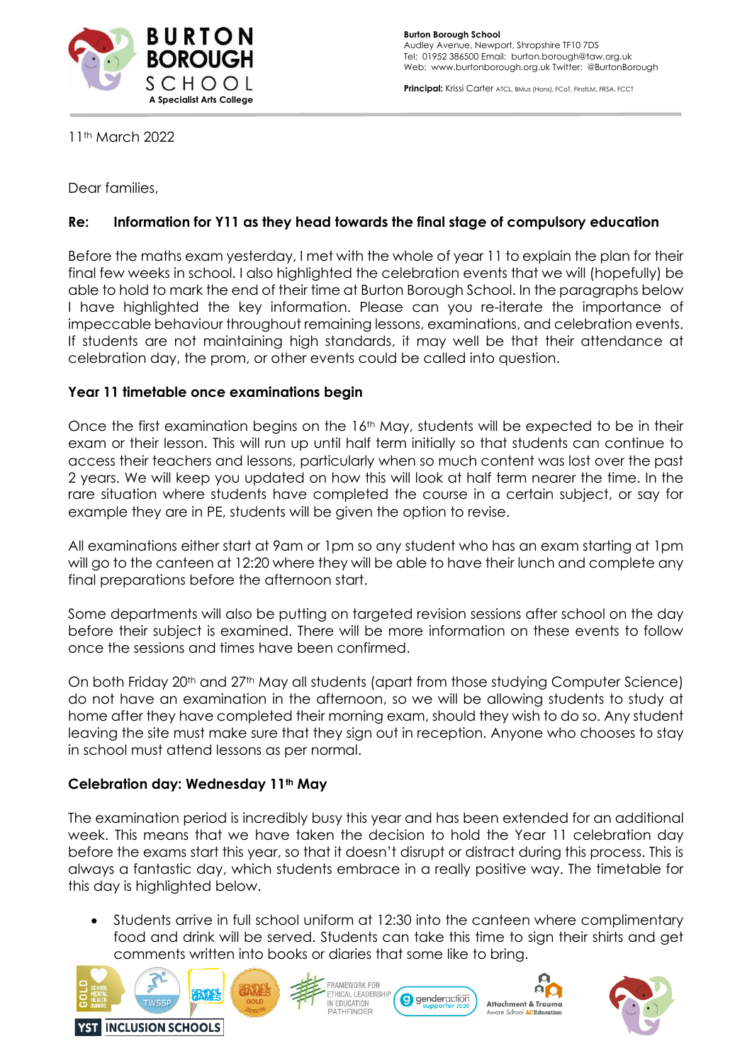Burton Borough School
Audley Avenue, Newport, Shropshire TF10 7DS
Tel: 01952 386500 Email: burton.borough@taw.org.uk
Web: www.burtonborough.org.uk Twitter: @BurtonBorough

**Principal:** Krissi Carter ATCL, BMus (Hons), FCoT, FInstLM, FRSA, FCCT

11th March 2022

Dear families,

**Re: Information for Y11 as they head towards the final stage of compulsory education**

Before the maths exam yesterday, I met with the whole of year 11 to explain the plan for their final few weeks in school. I also highlighted the celebration events that we will (hopefully) be able to hold to mark the end of their time at Burton Borough School. In the paragraphs below I have highlighted the key information. Please can you re-iterate the importance of impeccable behaviour throughout remaining lessons, examinations, and celebration events. If students are not maintaining high standards, it may well be that their attendance at celebration day, the prom, or other events could be called into question.

**Year 11 timetable once examinations begin**

Once the first examination begins on the 16th May, students will be expected to be in their exam or their lesson. This will run up until half term initially so that students can continue to access their teachers and lessons, particularly when so much content was lost over the past 2 years. We will keep you updated on how this will look at half term nearer the time. In the rare situation where students have completed the course in a certain subject, or say for example they are in PE, students will be given the option to revise.

All examinations either start at 9am or 1pm so any student who has an exam starting at 1pm will go to the canteen at 12:20 where they will be able to have their lunch and complete any final preparations before the afternoon start.

Some departments will also be putting on targeted revision sessions after school on the day before their subject is examined. There will be more information on these events to follow once the sessions and times have been confirmed.

On both Friday 20th and 27th May all students (apart from those studying Computer Science) do not have an examination in the afternoon, so we will be allowing students to study at home after they have completed their morning exam, should they wish to do so. Any student leaving the site must make sure that they sign out in reception. Anyone who chooses to stay in school must attend lessons as per normal.

**Celebration day: Wednesday 11th May**

The examination period is incredibly busy this year and has been extended for an additional week. This means that we have taken the decision to hold the Year 11 celebration day before the exams start this year, so that it doesn't disrupt or distract during this process. This is always a fantastic day, which students embrace in a really positive way. The timetable for this day is highlighted below.

- Students arrive in full school uniform at 12:30 into the canteen where complimentary food and drink will be served. Students can take this time to sign their shirts and get comments written into books or diaries that some like to bring.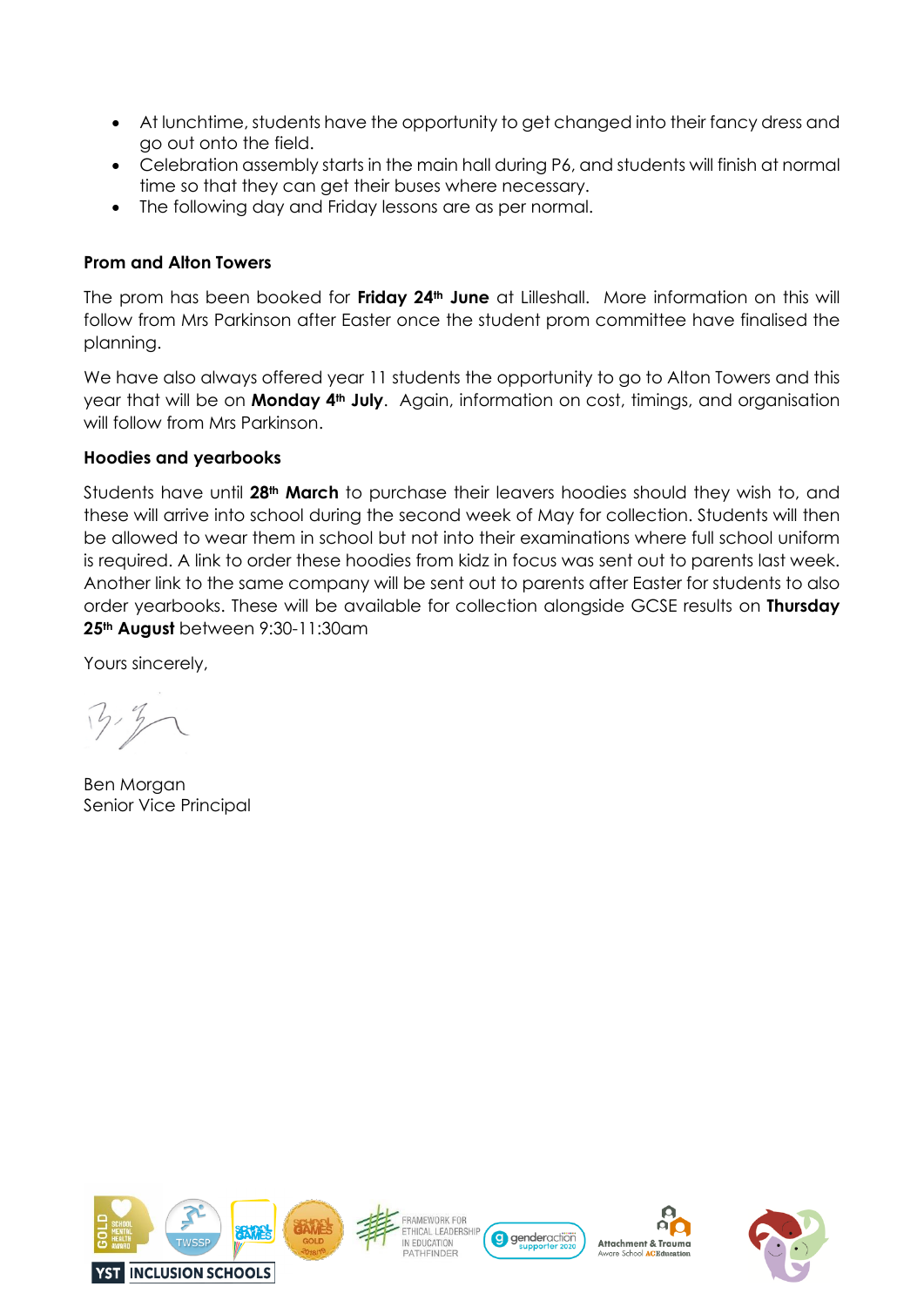- At lunchtime, students have the opportunity to get changed into their fancy dress and go out onto the field.
- Celebration assembly starts in the main hall during P6, and students will finish at normal time so that they can get their buses where necessary.
- The following day and Friday lessons are as per normal.

**Prom and Alton Towers**

The prom has been booked for **Friday 24th June** at Lilleshall. More information on this will follow from Mrs Parkinson after Easter once the student prom committee have finalised the planning.

We have also always offered year 11 students the opportunity to go to Alton Towers and this year that will be on **Monday 4th July**. Again, information on cost, timings, and organisation will follow from Mrs Parkinson.

**Hoodies and yearbooks**

Students have until **28th March** to purchase their leavers hoodies should they wish to, and these will arrive into school during the second week of May for collection. Students will then be allowed to wear them in school but not into their examinations where full school uniform is required. A link to order these hoodies from kidz in focus was sent out to parents last week. Another link to the same company will be sent out to parents after Easter for students to also order yearbooks. These will be available for collection alongside GCSE results on **Thursday 25th August** between 9:30-11:30am

Yours sincerely,

Ben Morgan
Senior Vice Principal